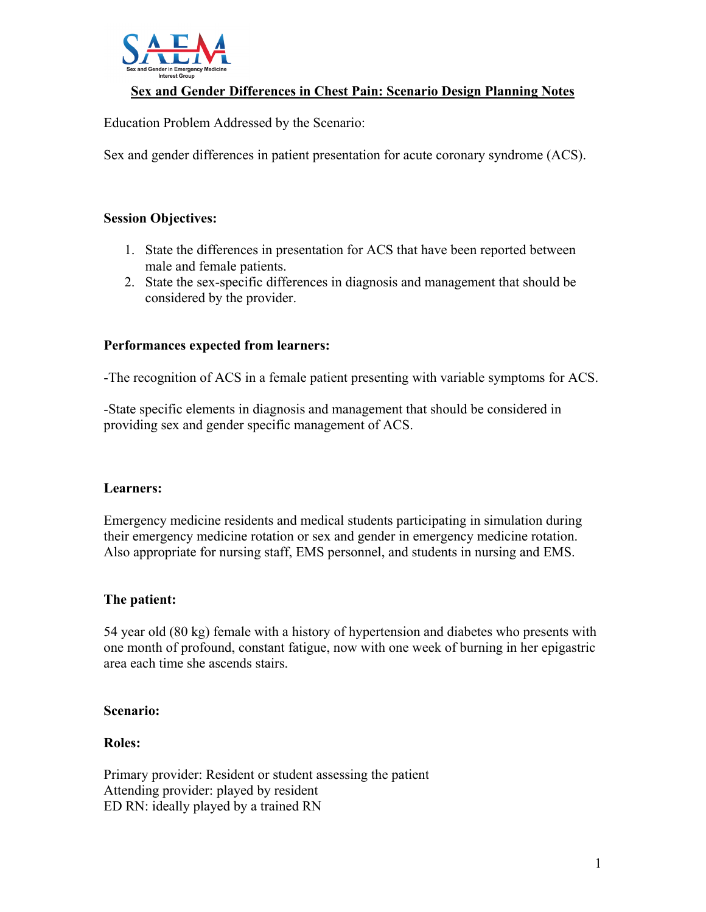# Sex and Gender Differences in Chest Pain: Scenario Design Planning Notes

Education Problem Addressed by the Scenario:

Sex and gender differences in patient presentation for acute coronary syndrome (ACS).

**Session Objectives:**

1. State the differences in presentation for ACS that have been reported between male and female patients.
2. State the sex-specific differences in diagnosis and management that should be considered by the provider.

**Performances expected from learners:**

-The recognition of ACS in a female patient presenting with variable symptoms for ACS.

-State specific elements in diagnosis and management that should be considered in providing sex and gender specific management of ACS.

**Learners:**

Emergency medicine residents and medical students participating in simulation during their emergency medicine rotation or sex and gender in emergency medicine rotation. Also appropriate for nursing staff, EMS personnel, and students in nursing and EMS.

**The patient:**

54 year old (80 kg) female with a history of hypertension and diabetes who presents with one month of profound, constant fatigue, now with one week of burning in her epigastric area each time she ascends stairs.

**Scenario:**

**Roles:**

Primary provider: Resident or student assessing the patient
Attending provider: played by resident
ED RN: ideally played by a trained RN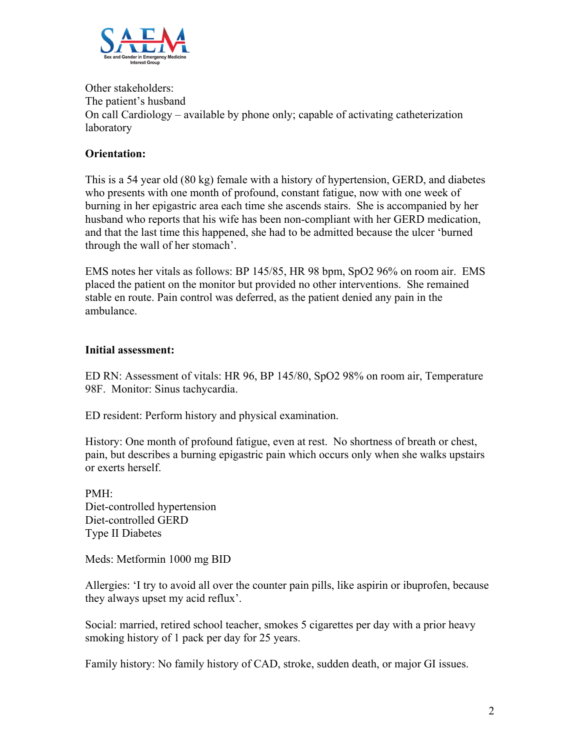Other stakeholders:
The patient's husband
On call Cardiology – available by phone only; capable of activating catheterization laboratory

**Orientation:**

This is a 54 year old (80 kg) female with a history of hypertension, GERD, and diabetes who presents with one month of profound, constant fatigue, now with one week of burning in her epigastric area each time she ascends stairs. She is accompanied by her husband who reports that his wife has been non-compliant with her GERD medication, and that the last time this happened, she had to be admitted because the ulcer 'burned through the wall of her stomach'.

EMS notes her vitals as follows: BP 145/85, HR 98 bpm, SpO2 96% on room air. EMS placed the patient on the monitor but provided no other interventions. She remained stable en route. Pain control was deferred, as the patient denied any pain in the ambulance.

**Initial assessment:**

ED RN: Assessment of vitals: HR 96, BP 145/80, SpO2 98% on room air, Temperature 98F. Monitor: Sinus tachycardia.

ED resident: Perform history and physical examination.

History: One month of profound fatigue, even at rest. No shortness of breath or chest, pain, but describes a burning epigastric pain which occurs only when she walks upstairs or exerts herself.

PMH:
Diet-controlled hypertension
Diet-controlled GERD
Type II Diabetes

Meds: Metformin 1000 mg BID

Allergies: 'I try to avoid all over the counter pain pills, like aspirin or ibuprofen, because they always upset my acid reflux'.

Social: married, retired school teacher, smokes 5 cigarettes per day with a prior heavy smoking history of 1 pack per day for 25 years.

Family history: No family history of CAD, stroke, sudden death, or major GI issues.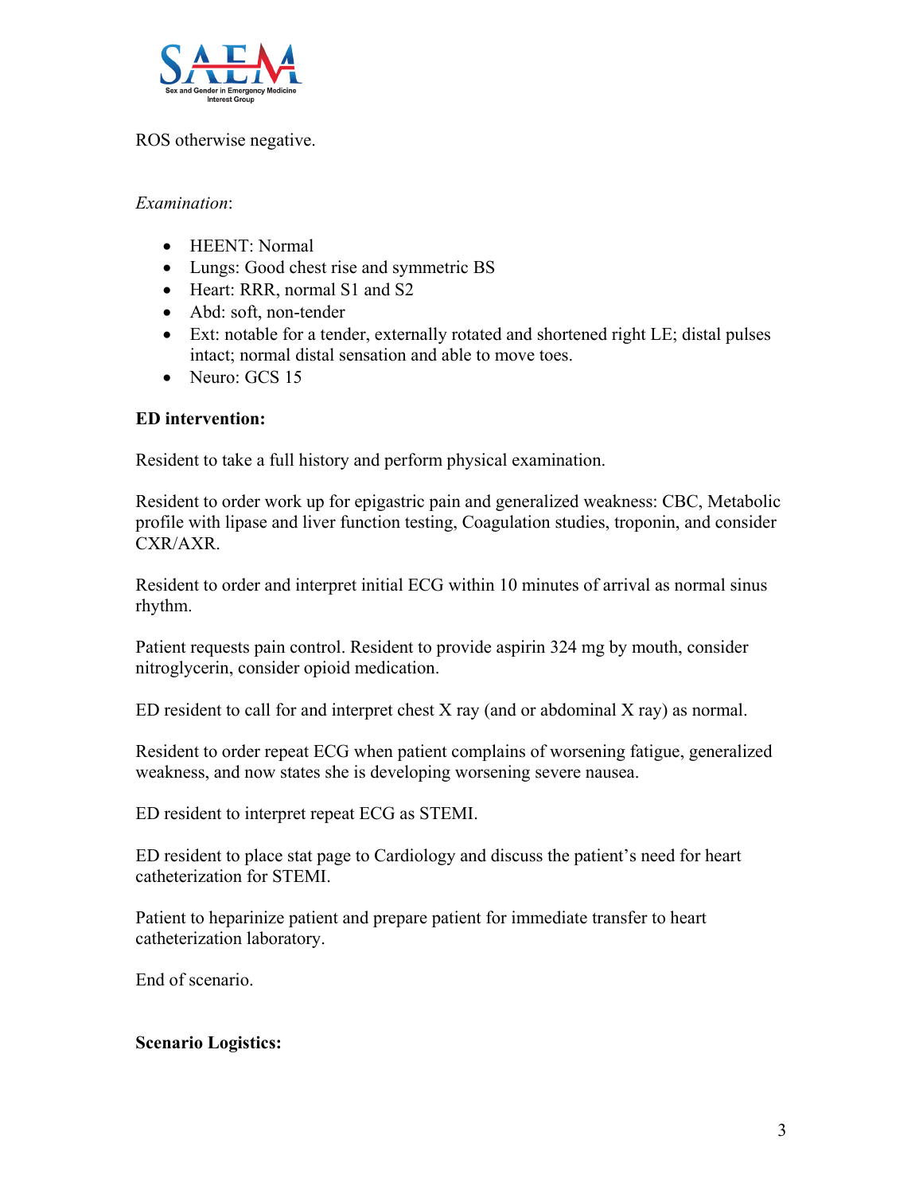ROS otherwise negative.

*Examination*:

- HEENT: Normal
- Lungs: Good chest rise and symmetric BS
- Heart: RRR, normal S1 and S2
- Abd: soft, non-tender
- Ext: notable for a tender, externally rotated and shortened right LE; distal pulses intact; normal distal sensation and able to move toes.
- Neuro: GCS 15

**ED intervention:**

Resident to take a full history and perform physical examination.

Resident to order work up for epigastric pain and generalized weakness: CBC, Metabolic profile with lipase and liver function testing, Coagulation studies, troponin, and consider CXR/AXR.

Resident to order and interpret initial ECG within 10 minutes of arrival as normal sinus rhythm.

Patient requests pain control. Resident to provide aspirin 324 mg by mouth, consider nitroglycerin, consider opioid medication.

ED resident to call for and interpret chest X ray (and or abdominal X ray) as normal.

Resident to order repeat ECG when patient complains of worsening fatigue, generalized weakness, and now states she is developing worsening severe nausea.

ED resident to interpret repeat ECG as STEMI.

ED resident to place stat page to Cardiology and discuss the patient's need for heart catheterization for STEMI.

Patient to heparinize patient and prepare patient for immediate transfer to heart catheterization laboratory.

End of scenario.

**Scenario Logistics:**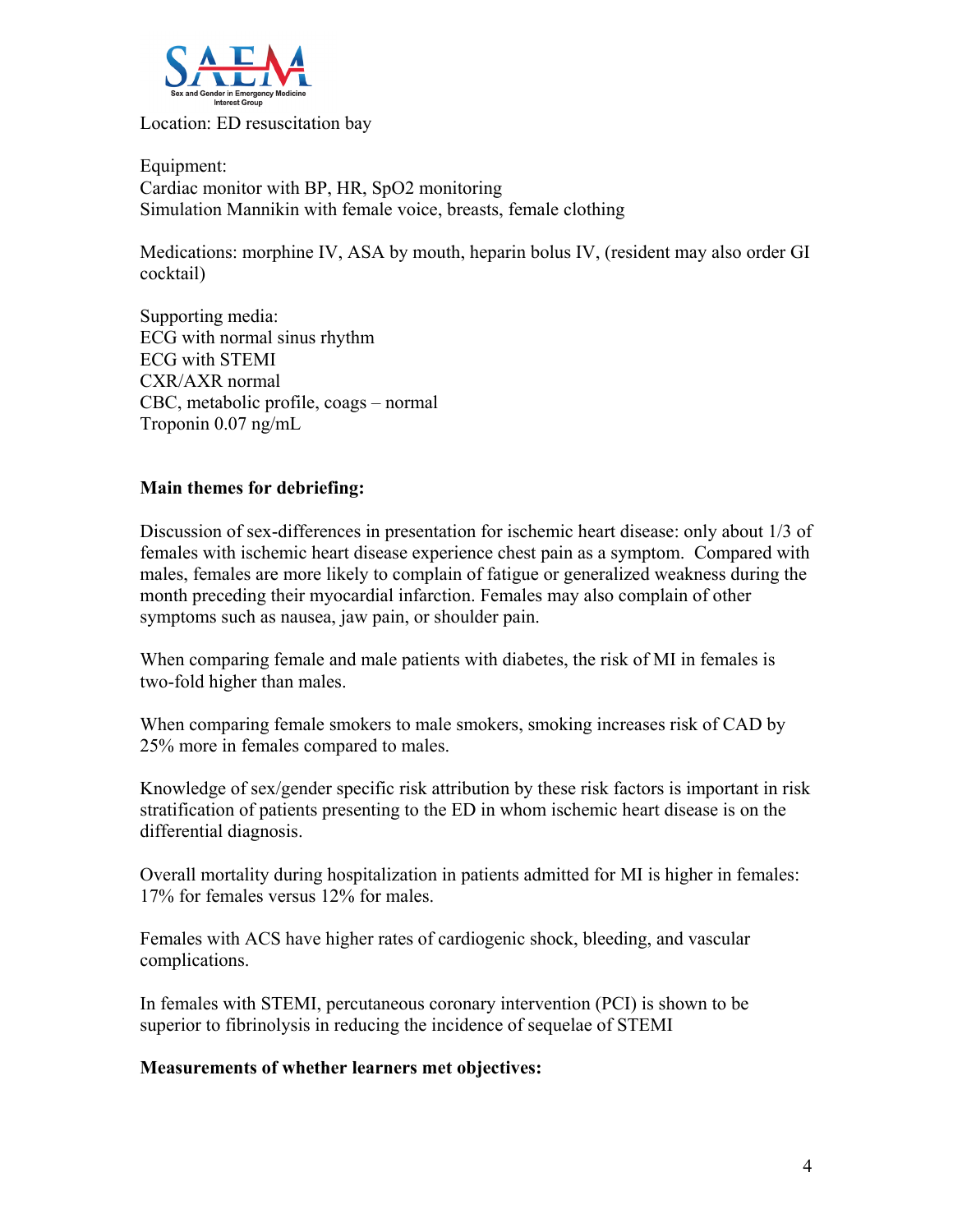Location: ED resuscitation bay

Equipment:
Cardiac monitor with BP, HR, SpO2 monitoring
Simulation Mannikin with female voice, breasts, female clothing

Medications: morphine IV, ASA by mouth, heparin bolus IV, (resident may also order GI cocktail)

Supporting media:
ECG with normal sinus rhythm
ECG with STEMI
CXR/AXR normal
CBC, metabolic profile, coags – normal
Troponin 0.07 ng/mL

**Main themes for debriefing:**

Discussion of sex-differences in presentation for ischemic heart disease: only about 1/3 of females with ischemic heart disease experience chest pain as a symptom. Compared with males, females are more likely to complain of fatigue or generalized weakness during the month preceding their myocardial infarction. Females may also complain of other symptoms such as nausea, jaw pain, or shoulder pain.

When comparing female and male patients with diabetes, the risk of MI in females is two-fold higher than males.

When comparing female smokers to male smokers, smoking increases risk of CAD by 25% more in females compared to males.

Knowledge of sex/gender specific risk attribution by these risk factors is important in risk stratification of patients presenting to the ED in whom ischemic heart disease is on the differential diagnosis.

Overall mortality during hospitalization in patients admitted for MI is higher in females: 17% for females versus 12% for males.

Females with ACS have higher rates of cardiogenic shock, bleeding, and vascular complications.

In females with STEMI, percutaneous coronary intervention (PCI) is shown to be superior to fibrinolysis in reducing the incidence of sequelae of STEMI

**Measurements of whether learners met objectives:**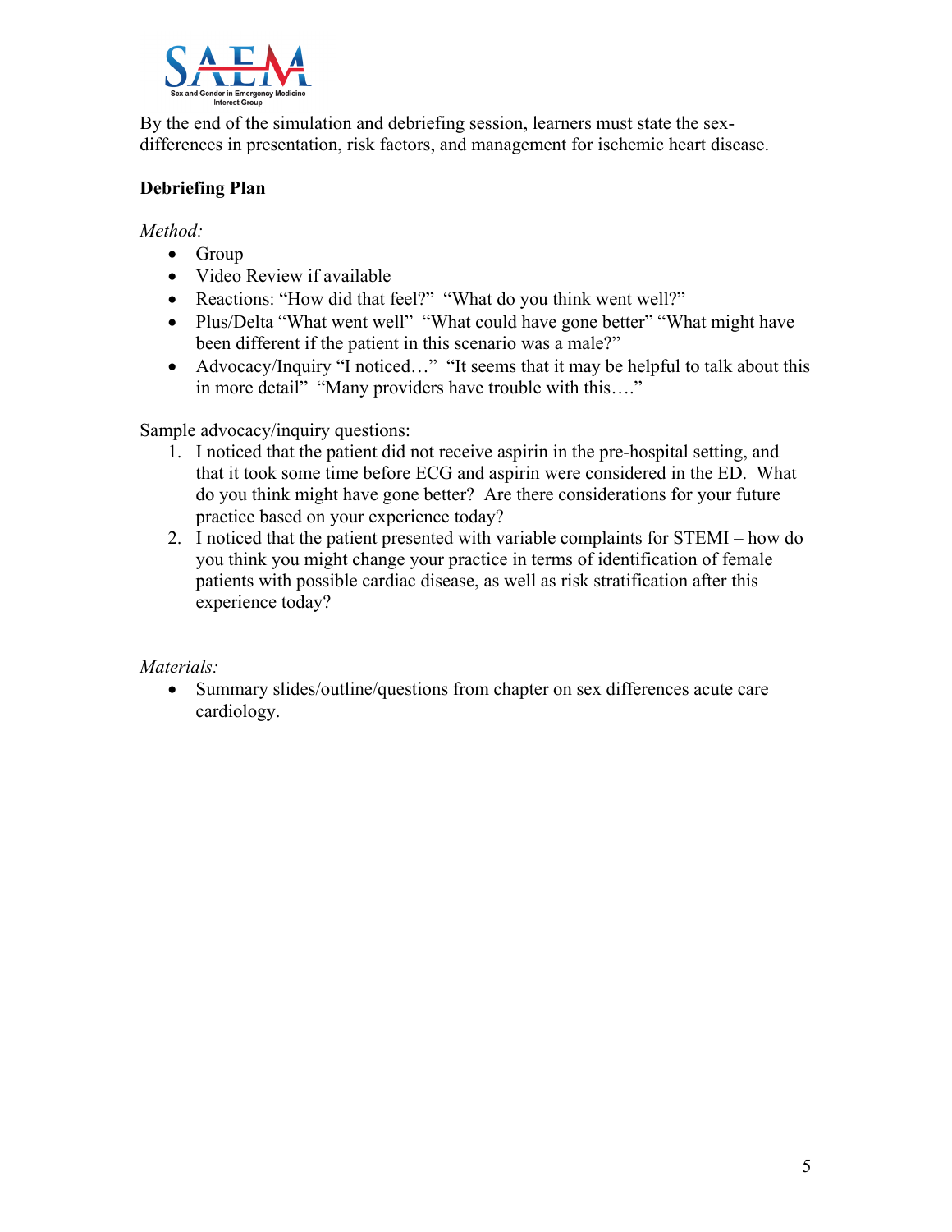By the end of the simulation and debriefing session, learners must state the sex-differences in presentation, risk factors, and management for ischemic heart disease.

**Debriefing Plan**

*Method:*

- Group
- Video Review if available
- Reactions: "How did that feel?" "What do you think went well?"
- Plus/Delta "What went well" "What could have gone better" "What might have been different if the patient in this scenario was a male?"
- Advocacy/Inquiry "I noticed…" "It seems that it may be helpful to talk about this in more detail" "Many providers have trouble with this…."

Sample advocacy/inquiry questions:

1. I noticed that the patient did not receive aspirin in the pre-hospital setting, and that it took some time before ECG and aspirin were considered in the ED. What do you think might have gone better? Are there considerations for your future practice based on your experience today?
2. I noticed that the patient presented with variable complaints for STEMI – how do you think you might change your practice in terms of identification of female patients with possible cardiac disease, as well as risk stratification after this experience today?

*Materials:*

- Summary slides/outline/questions from chapter on sex differences acute care cardiology.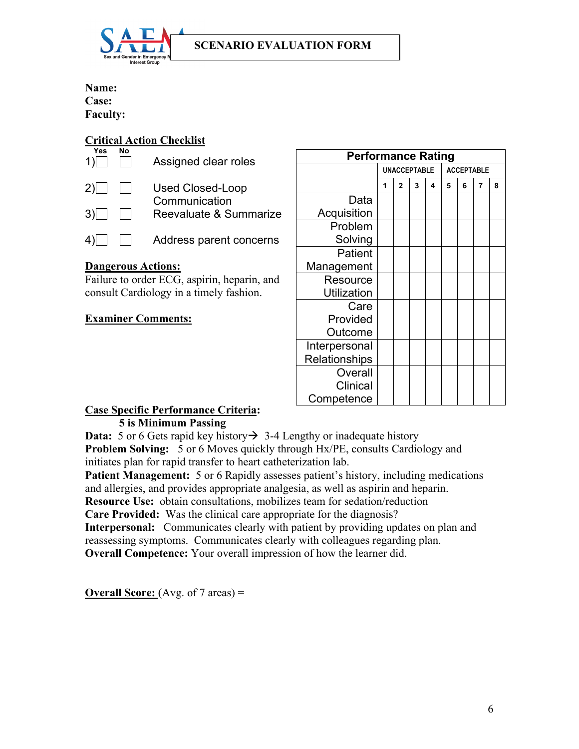# SCENARIO EVALUATION FORM

**Name:**
**Case:**
**Faculty:**

**Critical Action Checklist**

| | Yes | No | |
|---|---|---|---|
| 1) | ☐ | ☐ | Assigned clear roles |
| 2) | ☐ | ☐ | Used Closed-Loop Communication |
| 3) | ☐ | ☐ | Reevaluate & Summarize |
| 4) | ☐ | ☐ | Address parent concerns |

**Dangerous Actions:**
Failure to order ECG, aspirin, heparin, and consult Cardiology in a timely fashion.

**Examiner Comments:**

| Performance Rating | UNACCEPTABLE | | | | ACCEPTABLE | | | |
|---|---|---|---|---|---|---|---|---|
| | 1 | 2 | 3 | 4 | 5 | 6 | 7 | 8 |
| Data Acquisition | | | | | | | | |
| Problem Solving | | | | | | | | |
| Patient Management | | | | | | | | |
| Resource Utilization | | | | | | | | |
| Care Provided Outcome | | | | | | | | |
| Interpersonal Relationships | | | | | | | | |
| Overall Clinical Competence | | | | | | | | |

**Case Specific Performance Criteria:**
**5 is Minimum Passing**

**Data:** 5 or 6 Gets rapid key history→ 3-4 Lengthy or inadequate history
**Problem Solving:** 5 or 6 Moves quickly through Hx/PE, consults Cardiology and initiates plan for rapid transfer to heart catheterization lab.
**Patient Management:** 5 or 6 Rapidly assesses patient's history, including medications and allergies, and provides appropriate analgesia, as well as aspirin and heparin.
**Resource Use:** obtain consultations, mobilizes team for sedation/reduction
**Care Provided:** Was the clinical care appropriate for the diagnosis?
**Interpersonal:** Communicates clearly with patient by providing updates on plan and reassessing symptoms. Communicates clearly with colleagues regarding plan.
**Overall Competence:** Your overall impression of how the learner did.

**Overall Score:** (Avg. of 7 areas) =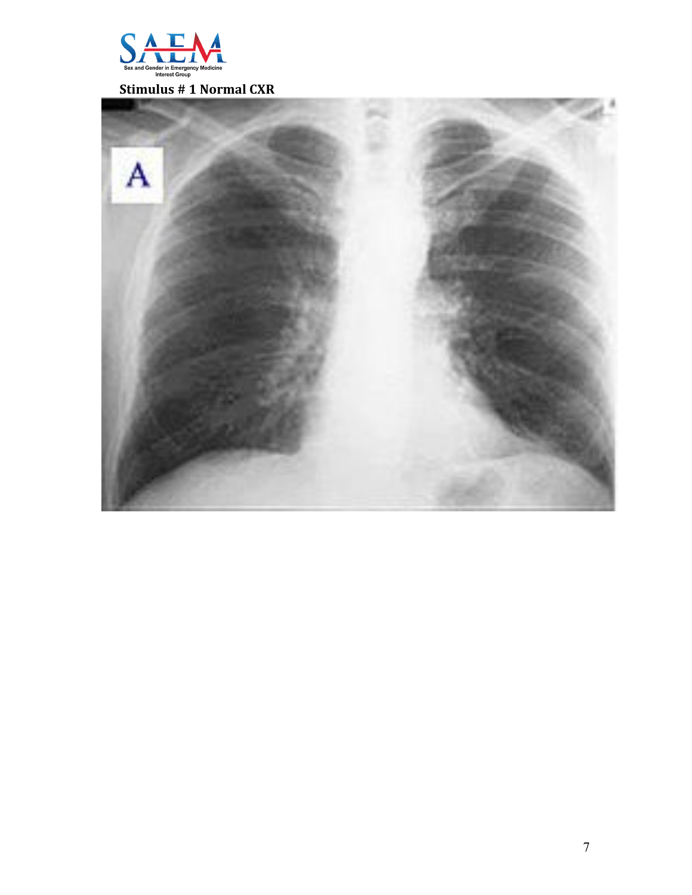**Stimulus # 1 Normal CXR**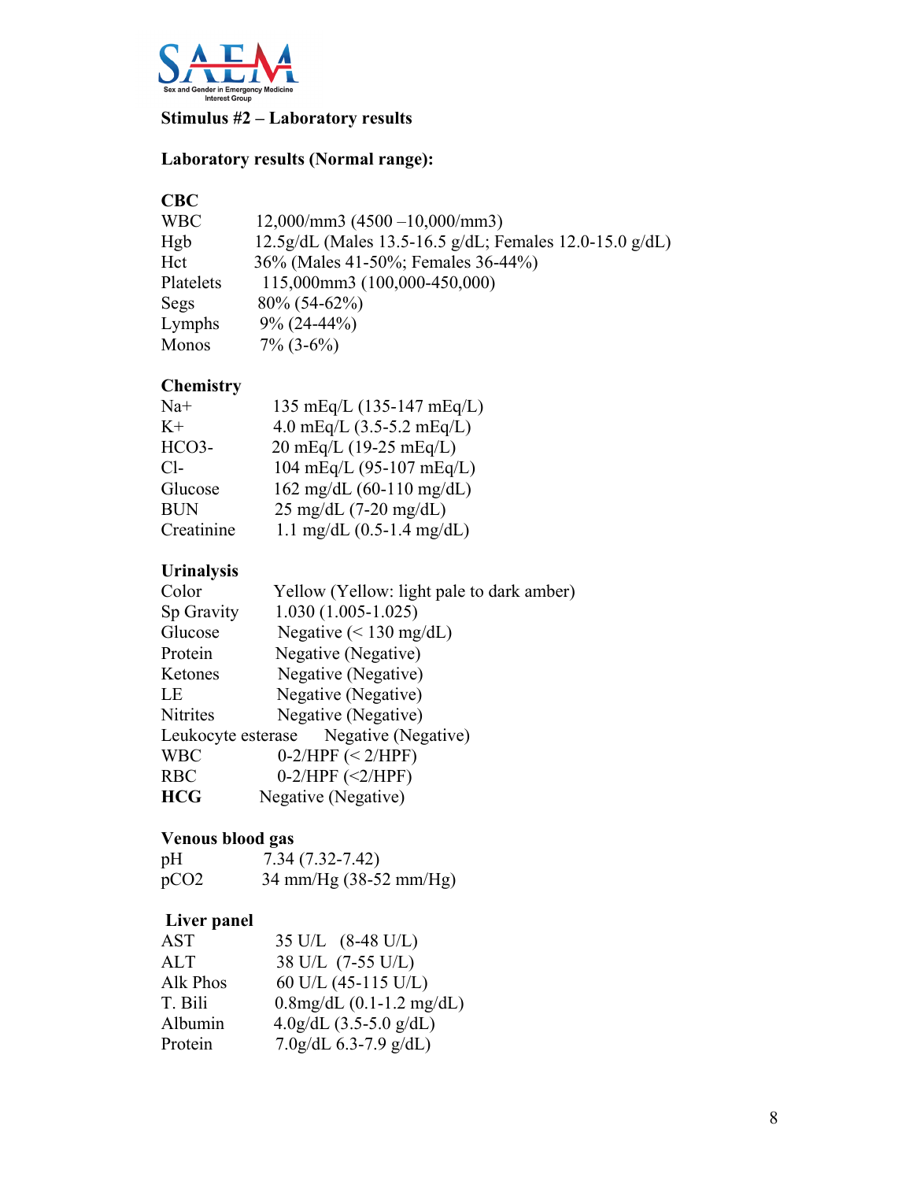**Stimulus #2 – Laboratory results**

**Laboratory results (Normal range):**

**CBC**

| | |
|---|---|
| WBC | 12,000/mm3 (4500 –10,000/mm3) |
| Hgb | 12.5g/dL (Males 13.5-16.5 g/dL; Females 12.0-15.0 g/dL) |
| Hct | 36% (Males 41-50%; Females 36-44%) |
| Platelets | 115,000mm3 (100,000-450,000) |
| Segs | 80% (54-62%) |
| Lymphs | 9% (24-44%) |
| Monos | 7% (3-6%) |

**Chemistry**

| | |
|---|---|
| Na+ | 135 mEq/L (135-147 mEq/L) |
| K+ | 4.0 mEq/L (3.5-5.2 mEq/L) |
| HCO3- | 20 mEq/L (19-25 mEq/L) |
| Cl- | 104 mEq/L (95-107 mEq/L) |
| Glucose | 162 mg/dL (60-110 mg/dL) |
| BUN | 25 mg/dL (7-20 mg/dL) |
| Creatinine | 1.1 mg/dL (0.5-1.4 mg/dL) |

**Urinalysis**

| | |
|---|---|
| Color | Yellow (Yellow: light pale to dark amber) |
| Sp Gravity | 1.030 (1.005-1.025) |
| Glucose | Negative (< 130 mg/dL) |
| Protein | Negative (Negative) |
| Ketones | Negative (Negative) |
| LE | Negative (Negative) |
| Nitrites | Negative (Negative) |
| Leukocyte esterase | Negative (Negative) |
| WBC | 0-2/HPF (< 2/HPF) |
| RBC | 0-2/HPF (<2/HPF) |
| **HCG** | Negative (Negative) |

**Venous blood gas**

| | |
|---|---|
| pH | 7.34 (7.32-7.42) |
| pCO2 | 34 mm/Hg (38-52 mm/Hg) |

**Liver panel**

| | |
|---|---|
| AST | 35 U/L (8-48 U/L) |
| ALT | 38 U/L (7-55 U/L) |
| Alk Phos | 60 U/L (45-115 U/L) |
| T. Bili | 0.8mg/dL (0.1-1.2 mg/dL) |
| Albumin | 4.0g/dL (3.5-5.0 g/dL) |
| Protein | 7.0g/dL 6.3-7.9 g/dL) |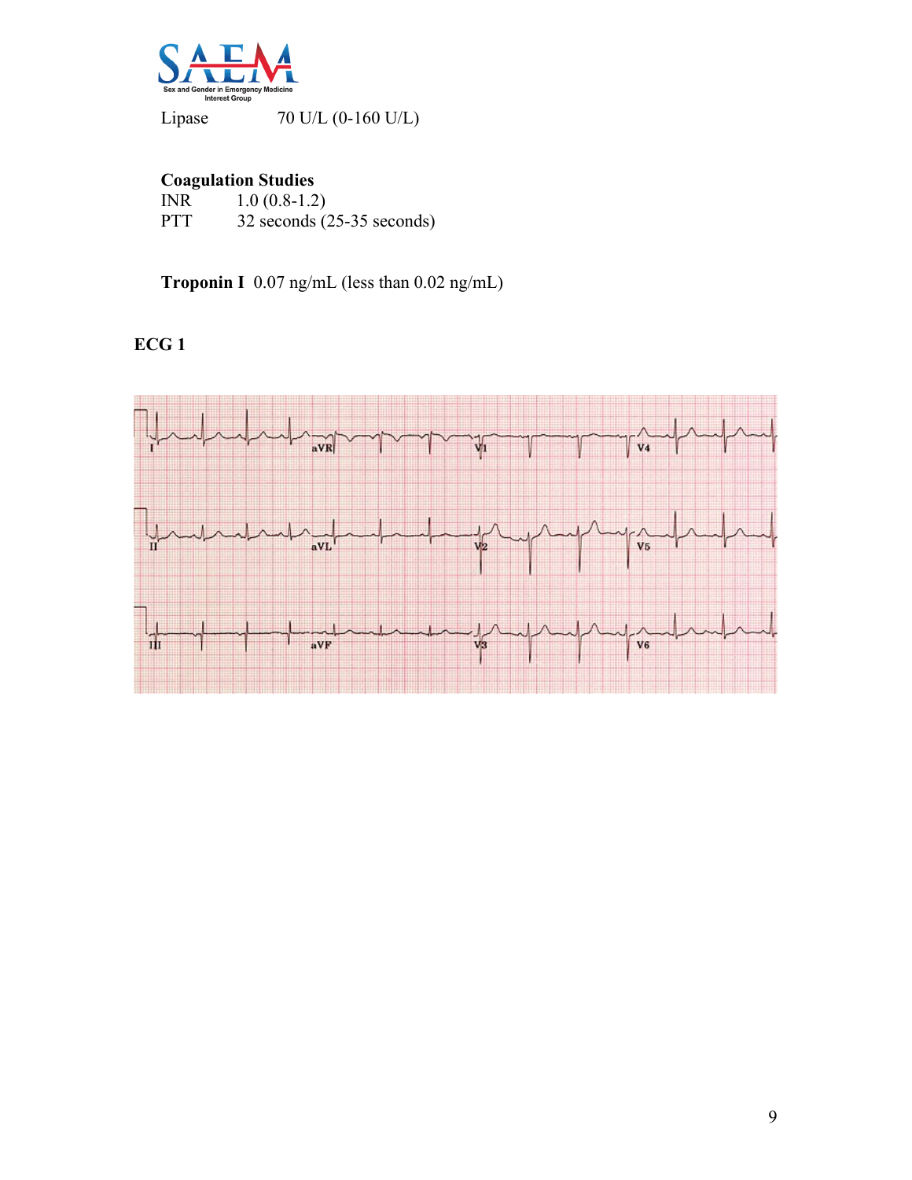| | |
|---|---|
| Lipase | 70 U/L (0-160 U/L) |

**Coagulation Studies**

| | |
|---|---|
| INR | 1.0 (0.8-1.2) |
| PTT | 32 seconds (25-35 seconds) |

**Troponin I** 0.07 ng/mL (less than 0.02 ng/mL)

**ECG 1**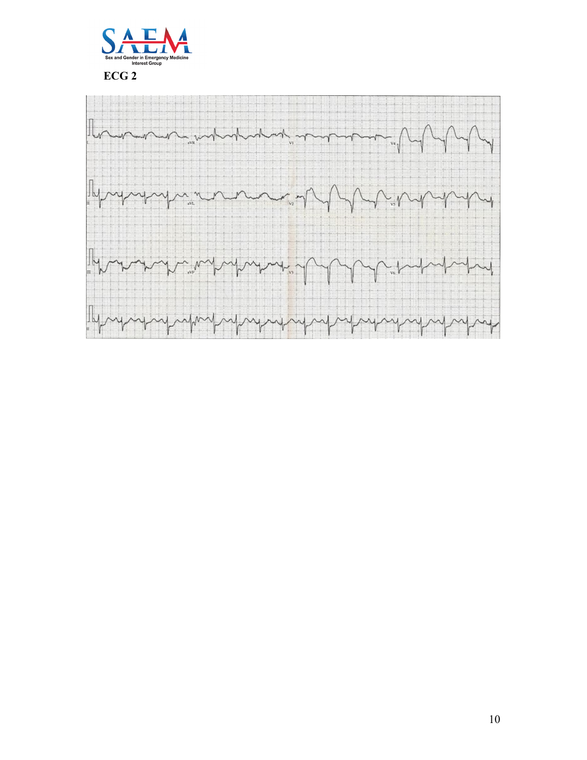SAEM

Sex and Gender in Emergency Medicine Interest Group

**ECG 2**

I

aVR

V1

V4

II

aVL

V2

V5

III

aVF

V3

V6

II